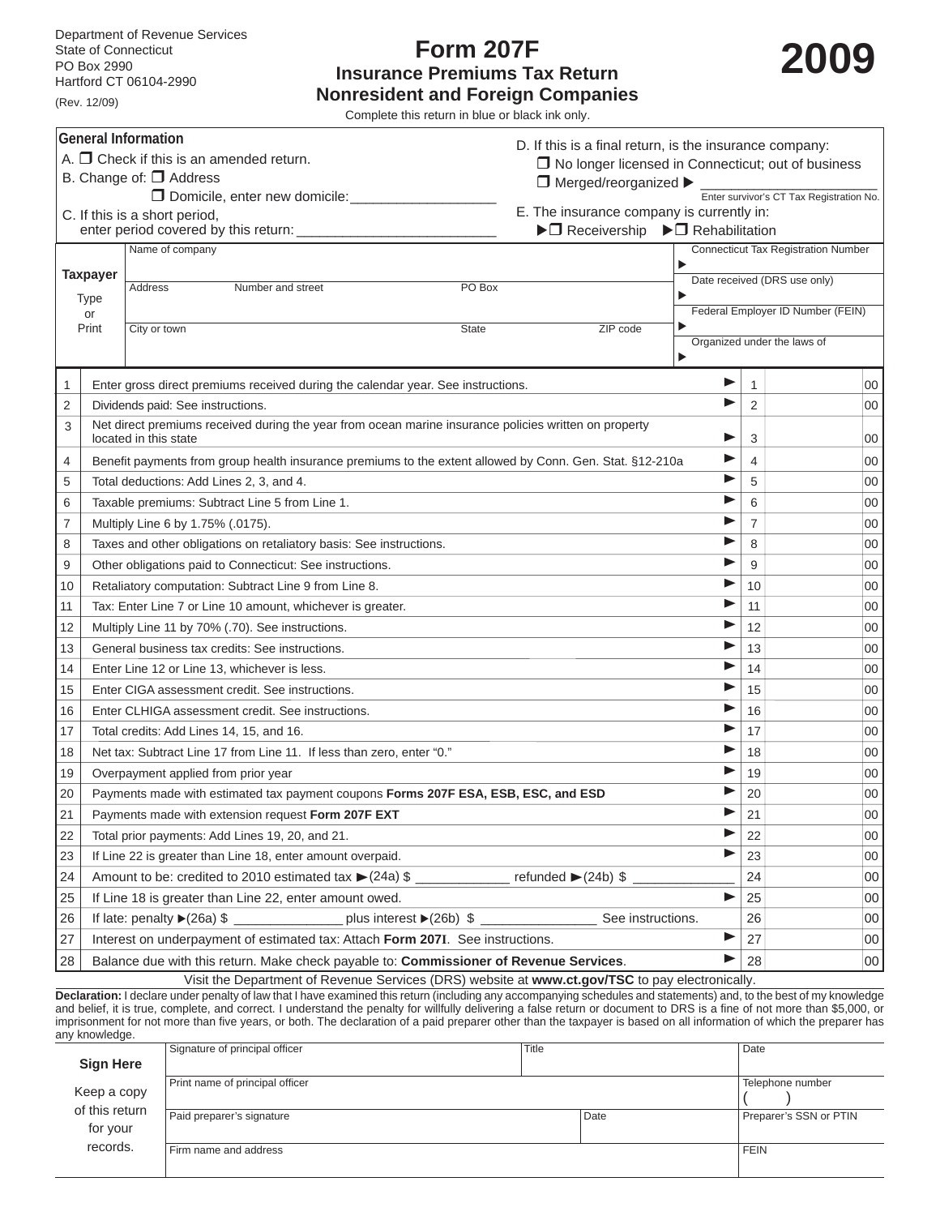Department of Revenue Services
State of Connecticut
PO Box 2990
Hartford CT 06104-2990

(Rev. 12/09)

# Form 207F

## Insurance Premiums Tax Return Nonresident and Foreign Companies

# 2009

Complete this return in blue or black ink only.

**General Information**

A. ❒ Check if this is an amended return.

B. Change of: ❒ Address

❒ Domicile, enter new domicile: __________________

C. If this is a short period, enter period covered by this return: __________________________

D. If this is a final return, is the insurance company:

❒ No longer licensed in Connecticut; out of business

❒ Merged/reorganized ▶ ________________________ Enter survivor's CT Tax Registration No.

E. The insurance company is currently in:

▶❒ Receivership ▶❒ Rehabilitation

| | | |
|---|---|---|
| **Taxpayer** Type or Print | Name of company | Connecticut Tax Registration Number ▶ |
| | Address Number and street PO Box | Date received (DRS use only) ▶ |
| | | Federal Employer ID Number (FEIN) ▶ |
| | City or town State ZIP code | Organized under the laws of ▶ |

| | | | |
|---|---|---|---|
| 1 | Enter gross direct premiums received during the calendar year. See instructions. ▶ | 1 | 00 |
| 2 | Dividends paid: See instructions. ▶ | 2 | 00 |
| 3 | Net direct premiums received during the year from ocean marine insurance policies written on property located in this state ▶ | 3 | 00 |
| 4 | Benefit payments from group health insurance premiums to the extent allowed by Conn. Gen. Stat. §12-210a ▶ | 4 | 00 |
| 5 | Total deductions: Add Lines 2, 3, and 4. ▶ | 5 | 00 |
| 6 | Taxable premiums: Subtract Line 5 from Line 1. ▶ | 6 | 00 |
| 7 | Multiply Line 6 by 1.75% (.0175). ▶ | 7 | 00 |
| 8 | Taxes and other obligations on retaliatory basis: See instructions. ▶ | 8 | 00 |
| 9 | Other obligations paid to Connecticut: See instructions. ▶ | 9 | 00 |
| 10 | Retaliatory computation: Subtract Line 9 from Line 8. ▶ | 10 | 00 |
| 11 | Tax: Enter Line 7 or Line 10 amount, whichever is greater. ▶ | 11 | 00 |
| 12 | Multiply Line 11 by 70% (.70). See instructions. ▶ | 12 | 00 |
| 13 | General business tax credits: See instructions. ▶ | 13 | 00 |
| 14 | Enter Line 12 or Line 13, whichever is less. ▶ | 14 | 00 |
| 15 | Enter CIGA assessment credit. See instructions. ▶ | 15 | 00 |
| 16 | Enter CLHIGA assessment credit. See instructions. ▶ | 16 | 00 |
| 17 | Total credits: Add Lines 14, 15, and 16. ▶ | 17 | 00 |
| 18 | Net tax: Subtract Line 17 from Line 11. If less than zero, enter "0." ▶ | 18 | 00 |
| 19 | Overpayment applied from prior year ▶ | 19 | 00 |
| 20 | Payments made with estimated tax payment coupons **Forms 207F ESA, ESB, ESC, and ESD** ▶ | 20 | 00 |
| 21 | Payments made with extension request **Form 207F EXT** ▶ | 21 | 00 |
| 22 | Total prior payments: Add Lines 19, 20, and 21. ▶ | 22 | 00 |
| 23 | If Line 22 is greater than Line 18, enter amount overpaid. ▶ | 23 | 00 |
| 24 | Amount to be: credited to 2010 estimated tax ▶(24a) $ ____________ refunded ▶(24b) $ _____________ | 24 | 00 |
| 25 | If Line 18 is greater than Line 22, enter amount owed. ▶ | 25 | 00 |
| 26 | If late: penalty ▶(26a) $ ______________ plus interest ▶(26b) $ _______________ See instructions. | 26 | 00 |
| 27 | Interest on underpayment of estimated tax: Attach **Form 207I**. See instructions. ▶ | 27 | 00 |
| 28 | Balance due with this return. Make check payable to: **Commissioner of Revenue Services**. ▶ | 28 | 00 |

Visit the Department of Revenue Services (DRS) website at **www.ct.gov/TSC** to pay electronically.

**Declaration:** I declare under penalty of law that I have examined this return (including any accompanying schedules and statements) and, to the best of my knowledge and belief, it is true, complete, and correct. I understand the penalty for willfully delivering a false return or document to DRS is a fine of not more than $5,000, or imprisonment for not more than five years, or both. The declaration of a paid preparer other than the taxpayer is based on all information of which the preparer has any knowledge.

| | | | |
|---|---|---|---|
| **Sign Here** Keep a copy of this return for your records. | Signature of principal officer | Title | Date |
| | Print name of principal officer | | Telephone number ( ) |
| | Paid preparer's signature | Date | Preparer's SSN or PTIN |
| | Firm name and address | | FEIN |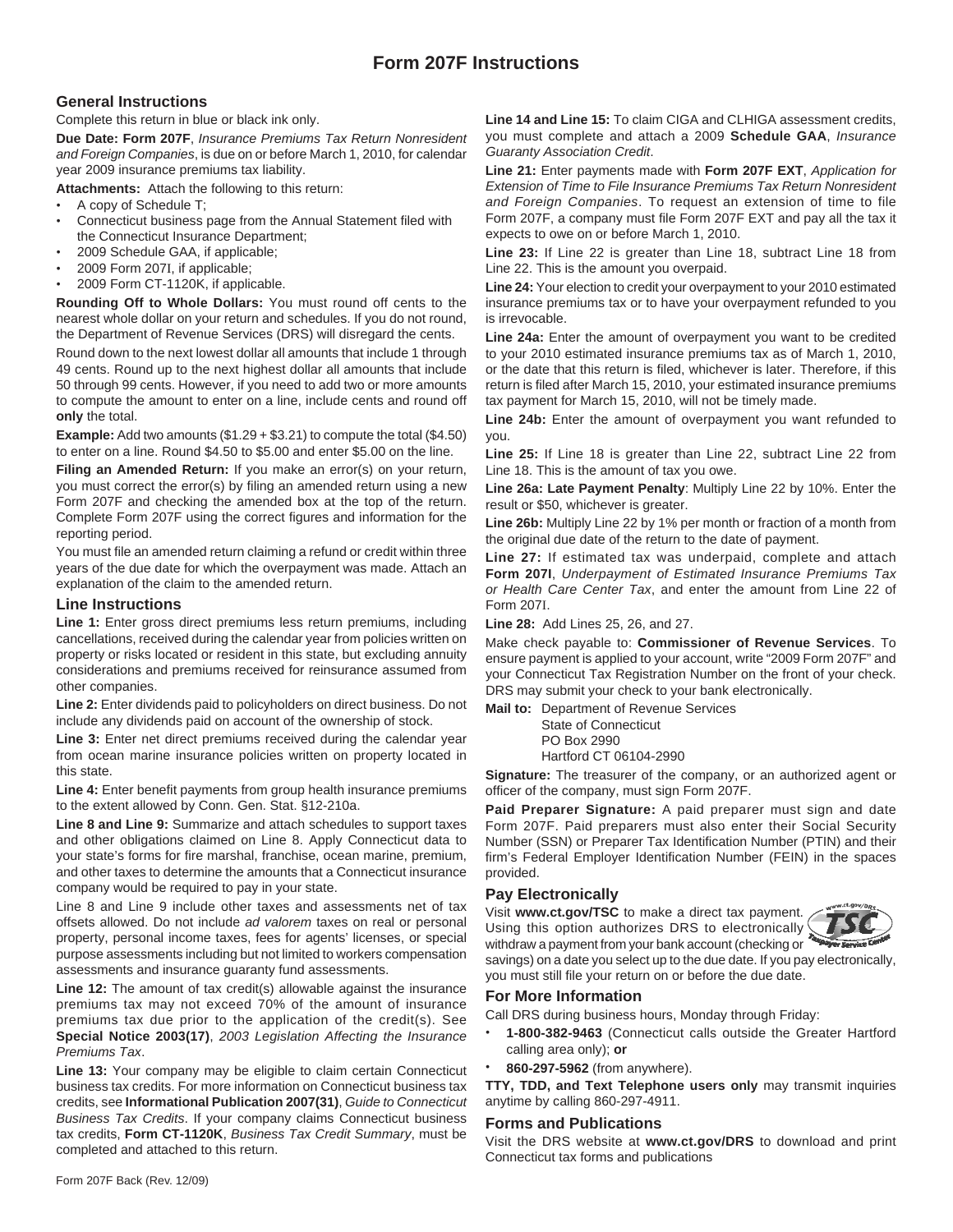# Form 207F Instructions

## General Instructions

Complete this return in blue or black ink only.

**Due Date: Form 207F**, *Insurance Premiums Tax Return Nonresident and Foreign Companies*, is due on or before March 1, 2010, for calendar year 2009 insurance premiums tax liability.

**Attachments:** Attach the following to this return:

- A copy of Schedule T;
- Connecticut business page from the Annual Statement filed with the Connecticut Insurance Department;
- 2009 Schedule GAA, if applicable;
- 2009 Form 207I, if applicable;
- 2009 Form CT-1120K, if applicable.

**Rounding Off to Whole Dollars:** You must round off cents to the nearest whole dollar on your return and schedules. If you do not round, the Department of Revenue Services (DRS) will disregard the cents.

Round down to the next lowest dollar all amounts that include 1 through 49 cents. Round up to the next highest dollar all amounts that include 50 through 99 cents. However, if you need to add two or more amounts to compute the amount to enter on a line, include cents and round off **only** the total.

**Example:** Add two amounts ($1.29 + $3.21) to compute the total ($4.50) to enter on a line. Round $4.50 to $5.00 and enter $5.00 on the line.

**Filing an Amended Return:** If you make an error(s) on your return, you must correct the error(s) by filing an amended return using a new Form 207F and checking the amended box at the top of the return. Complete Form 207F using the correct figures and information for the reporting period.

You must file an amended return claiming a refund or credit within three years of the due date for which the overpayment was made. Attach an explanation of the claim to the amended return.

## Line Instructions

**Line 1:** Enter gross direct premiums less return premiums, including cancellations, received during the calendar year from policies written on property or risks located or resident in this state, but excluding annuity considerations and premiums received for reinsurance assumed from other companies.

**Line 2:** Enter dividends paid to policyholders on direct business. Do not include any dividends paid on account of the ownership of stock.

**Line 3:** Enter net direct premiums received during the calendar year from ocean marine insurance policies written on property located in this state.

**Line 4:** Enter benefit payments from group health insurance premiums to the extent allowed by Conn. Gen. Stat. §12-210a.

**Line 8 and Line 9:** Summarize and attach schedules to support taxes and other obligations claimed on Line 8. Apply Connecticut data to your state's forms for fire marshal, franchise, ocean marine, premium, and other taxes to determine the amounts that a Connecticut insurance company would be required to pay in your state.

Line 8 and Line 9 include other taxes and assessments net of tax offsets allowed. Do not include *ad valorem* taxes on real or personal property, personal income taxes, fees for agents' licenses, or special purpose assessments including but not limited to workers compensation assessments and insurance guaranty fund assessments.

**Line 12:** The amount of tax credit(s) allowable against the insurance premiums tax may not exceed 70% of the amount of insurance premiums tax due prior to the application of the credit(s). See **Special Notice 2003(17)**, *2003 Legislation Affecting the Insurance Premiums Tax*.

**Line 13:** Your company may be eligible to claim certain Connecticut business tax credits. For more information on Connecticut business tax credits, see **Informational Publication 2007(31)**, *Guide to Connecticut Business Tax Credits*. If your company claims Connecticut business tax credits, **Form CT-1120K**, *Business Tax Credit Summary*, must be completed and attached to this return.

**Line 14 and Line 15:** To claim CIGA and CLHIGA assessment credits, you must complete and attach a 2009 **Schedule GAA**, *Insurance Guaranty Association Credit*.

**Line 21:** Enter payments made with **Form 207F EXT**, *Application for Extension of Time to File Insurance Premiums Tax Return Nonresident and Foreign Companies*. To request an extension of time to file Form 207F, a company must file Form 207F EXT and pay all the tax it expects to owe on or before March 1, 2010.

**Line 23:** If Line 22 is greater than Line 18, subtract Line 18 from Line 22. This is the amount you overpaid.

**Line 24:** Your election to credit your overpayment to your 2010 estimated insurance premiums tax or to have your overpayment refunded to you is irrevocable.

**Line 24a:** Enter the amount of overpayment you want to be credited to your 2010 estimated insurance premiums tax as of March 1, 2010, or the date that this return is filed, whichever is later. Therefore, if this return is filed after March 15, 2010, your estimated insurance premiums tax payment for March 15, 2010, will not be timely made.

**Line 24b:** Enter the amount of overpayment you want refunded to you.

**Line 25:** If Line 18 is greater than Line 22, subtract Line 22 from Line 18. This is the amount of tax you owe.

**Line 26a: Late Payment Penalty**: Multiply Line 22 by 10%. Enter the result or $50, whichever is greater.

**Line 26b:** Multiply Line 22 by 1% per month or fraction of a month from the original due date of the return to the date of payment.

**Line 27:** If estimated tax was underpaid, complete and attach **Form 207I**, *Underpayment of Estimated Insurance Premiums Tax or Health Care Center Tax*, and enter the amount from Line 22 of Form 207I.

**Line 28:** Add Lines 25, 26, and 27.

Make check payable to: **Commissioner of Revenue Services**. To ensure payment is applied to your account, write "2009 Form 207F" and your Connecticut Tax Registration Number on the front of your check. DRS may submit your check to your bank electronically.

**Mail to:** Department of Revenue Services
State of Connecticut
PO Box 2990
Hartford CT 06104-2990

**Signature:** The treasurer of the company, or an authorized agent or officer of the company, must sign Form 207F.

**Paid Preparer Signature:** A paid preparer must sign and date Form 207F. Paid preparers must also enter their Social Security Number (SSN) or Preparer Tax Identification Number (PTIN) and their firm's Federal Employer Identification Number (FEIN) in the spaces provided.

## Pay Electronically

Visit **www.ct.gov/TSC** to make a direct tax payment. Using this option authorizes DRS to electronically withdraw a payment from your bank account (checking or savings) on a date you select up to the due date. If you pay electronically, you must still file your return on or before the due date.

## For More Information

Call DRS during business hours, Monday through Friday:

- **1-800-382-9463** (Connecticut calls outside the Greater Hartford calling area only); **or**
- **860-297-5962** (from anywhere).

**TTY, TDD, and Text Telephone users only** may transmit inquiries anytime by calling 860-297-4911.

## Forms and Publications

Visit the DRS website at **www.ct.gov/DRS** to download and print Connecticut tax forms and publications

Form 207F Back (Rev. 12/09)